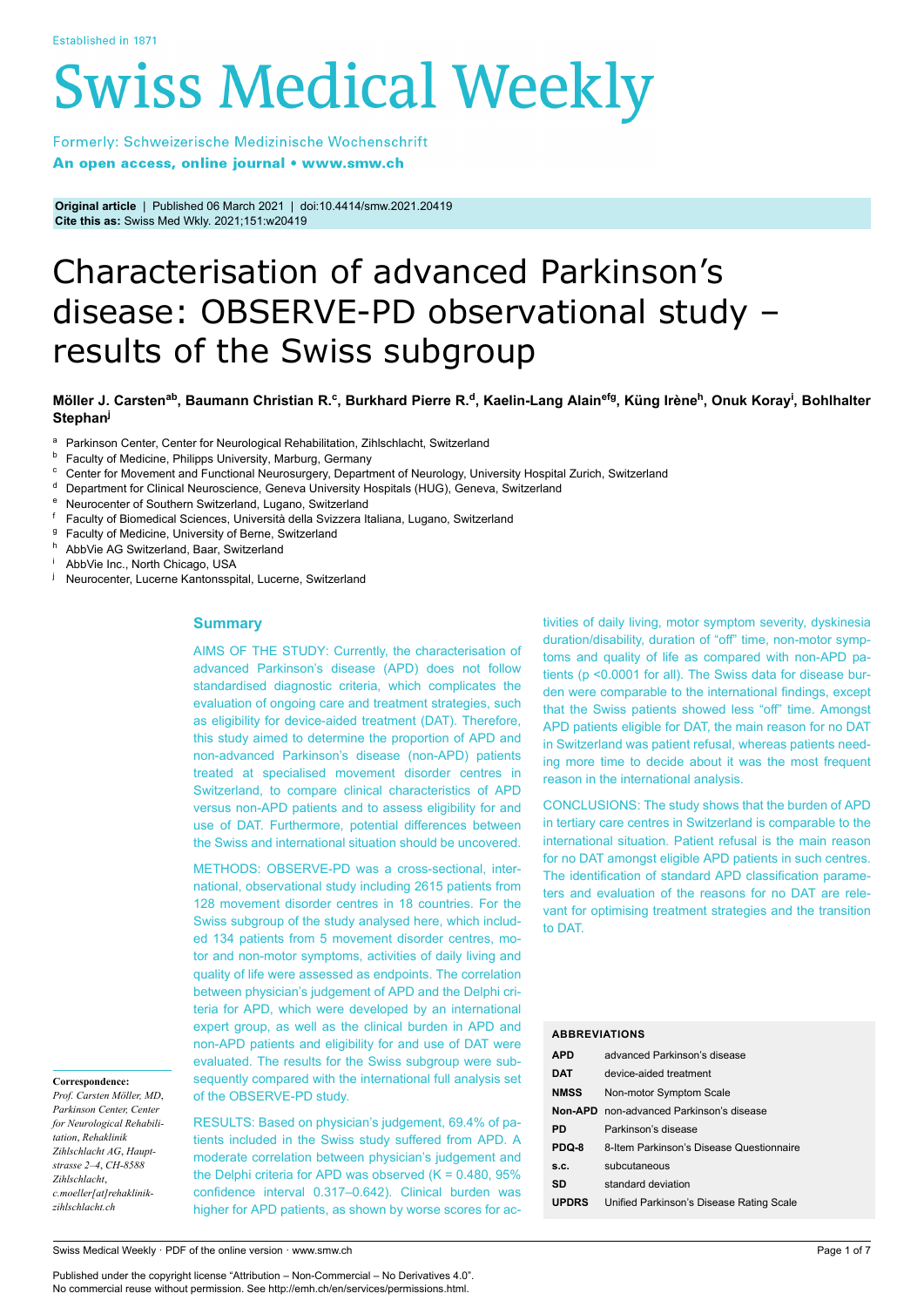Original article | Published 06 March 2021 | doi:10.4414/smw.2021.20419
Cite this as: Swiss Med Wkly. 2021;151:w20419

# Characterisation of advanced Parkinson's disease: OBSERVE-PD observational study – results of the Swiss subgroup

**Möller J. Carsten[ab], Baumann Christian R.[c], Burkhard Pierre R.[d], Kaelin-Lang Alain[efg], Küng Irène[h], Onuk Koray[i], Bohlhalter Stephan[j]**

[a] Parkinson Center, Center for Neurological Rehabilitation, Zihlschlacht, Switzerland
[b] Faculty of Medicine, Philipps University, Marburg, Germany
[c] Center for Movement and Functional Neurosurgery, Department of Neurology, University Hospital Zurich, Switzerland
[d] Department for Clinical Neuroscience, Geneva University Hospitals (HUG), Geneva, Switzerland
[e] Neurocenter of Southern Switzerland, Lugano, Switzerland
[f] Faculty of Biomedical Sciences, Università della Svizzera Italiana, Lugano, Switzerland
[g] Faculty of Medicine, University of Berne, Switzerland
[h] AbbVie AG Switzerland, Baar, Switzerland
[i] AbbVie Inc., North Chicago, USA
[j] Neurocenter, Lucerne Kantonsspital, Lucerne, Switzerland

## Summary

AIMS OF THE STUDY: Currently, the characterisation of advanced Parkinson's disease (APD) does not follow standardised diagnostic criteria, which complicates the evaluation of ongoing care and treatment strategies, such as eligibility for device-aided treatment (DAT). Therefore, this study aimed to determine the proportion of APD and non-advanced Parkinson's disease (non-APD) patients treated at specialised movement disorder centres in Switzerland, to compare clinical characteristics of APD versus non-APD patients and to assess eligibility for and use of DAT. Furthermore, potential differences between the Swiss and international situation should be uncovered.

METHODS: OBSERVE-PD was a cross-sectional, international, observational study including 2615 patients from 128 movement disorder centres in 18 countries. For the Swiss subgroup of the study analysed here, which included 134 patients from 5 movement disorder centres, motor and non-motor symptoms, activities of daily living and quality of life were assessed as endpoints. The correlation between physician's judgement of APD and the Delphi criteria for APD, which were developed by an international expert group, as well as the clinical burden in APD and non-APD patients and eligibility for and use of DAT were evaluated. The results for the Swiss subgroup were subsequently compared with the international full analysis set of the OBSERVE-PD study.

RESULTS: Based on physician's judgement, 69.4% of patients included in the Swiss study suffered from APD. A moderate correlation between physician's judgement and the Delphi criteria for APD was observed (K = 0.480, 95% confidence interval 0.317–0.642). Clinical burden was higher for APD patients, as shown by worse scores for activities of daily living, motor symptom severity, dyskinesia duration/disability, duration of "off" time, non-motor symptoms and quality of life as compared with non-APD patients ($p < 0.0001$ for all). The Swiss data for disease burden were comparable to the international findings, except that the Swiss patients showed less "off" time. Amongst APD patients eligible for DAT, the main reason for no DAT in Switzerland was patient refusal, whereas patients needing more time to decide about it was the most frequent reason in the international analysis.

CONCLUSIONS: The study shows that the burden of APD in tertiary care centres in Switzerland is comparable to the international situation. Patient refusal is the main reason for no DAT amongst eligible APD patients in such centres. The identification of standard APD classification parameters and evaluation of the reasons for no DAT are relevant for optimising treatment strategies and the transition to DAT.

**Correspondence:**
*Prof. Carsten Möller, MD, Parkinson Center, Center for Neurological Rehabilitation, Rehaklinik Zihlschlacht AG, Hauptstrasse 2–4, CH-8588 Zihlschlacht, c.moeller[at]rehaklinik-zihlschlacht.ch*

**ABBREVIATIONS**

| | |
|---|---|
| **APD** | advanced Parkinson's disease |
| **DAT** | device-aided treatment |
| **NMSS** | Non-motor Symptom Scale |
| **Non-APD** | non-advanced Parkinson's disease |
| **PD** | Parkinson's disease |
| **PDQ-8** | 8-Item Parkinson's Disease Questionnaire |
| **s.c.** | subcutaneous |
| **SD** | standard deviation |
| **UPDRS** | Unified Parkinson's Disease Rating Scale |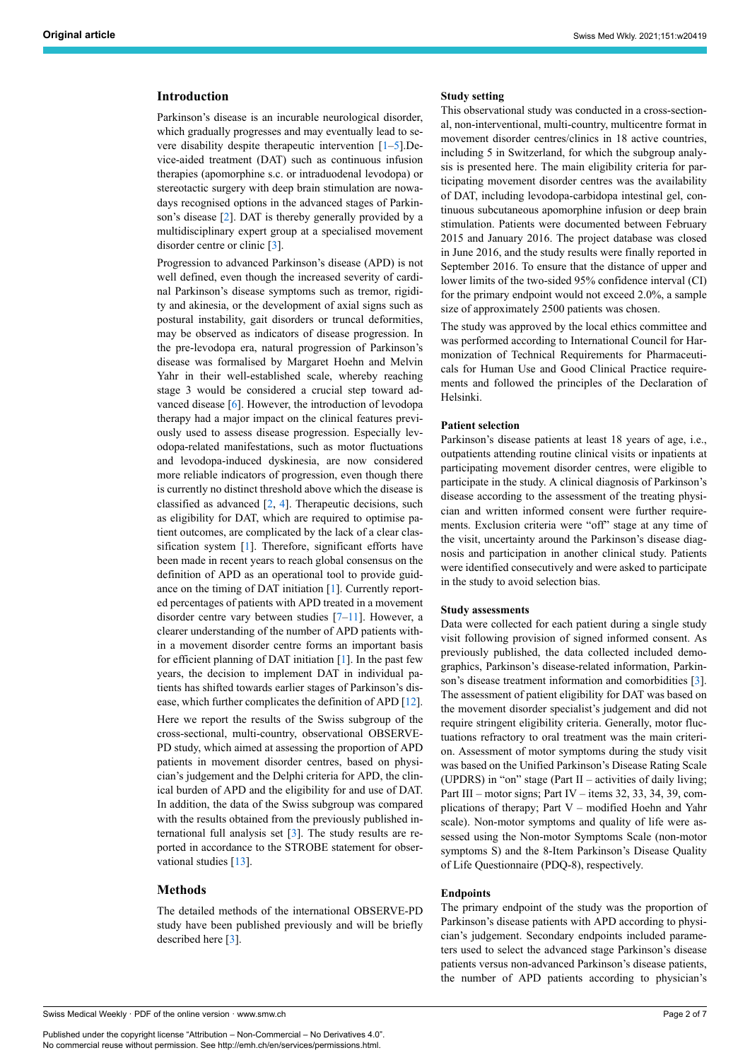## Introduction

Parkinson's disease is an incurable neurological disorder, which gradually progresses and may eventually lead to severe disability despite therapeutic intervention [1–5].Device-aided treatment (DAT) such as continuous infusion therapies (apomorphine s.c. or intraduodenal levodopa) or stereotactic surgery with deep brain stimulation are nowadays recognised options in the advanced stages of Parkinson's disease [2]. DAT is thereby generally provided by a multidisciplinary expert group at a specialised movement disorder centre or clinic [3].

Progression to advanced Parkinson's disease (APD) is not well defined, even though the increased severity of cardinal Parkinson's disease symptoms such as tremor, rigidity and akinesia, or the development of axial signs such as postural instability, gait disorders or truncal deformities, may be observed as indicators of disease progression. In the pre-levodopa era, natural progression of Parkinson's disease was formalised by Margaret Hoehn and Melvin Yahr in their well-established scale, whereby reaching stage 3 would be considered a crucial step toward advanced disease [6]. However, the introduction of levodopa therapy had a major impact on the clinical features previously used to assess disease progression. Especially levodopa-related manifestations, such as motor fluctuations and levodopa-induced dyskinesia, are now considered more reliable indicators of progression, even though there is currently no distinct threshold above which the disease is classified as advanced [2, 4]. Therapeutic decisions, such as eligibility for DAT, which are required to optimise patient outcomes, are complicated by the lack of a clear classification system [1]. Therefore, significant efforts have been made in recent years to reach global consensus on the definition of APD as an operational tool to provide guidance on the timing of DAT initiation [1]. Currently reported percentages of patients with APD treated in a movement disorder centre vary between studies [7–11]. However, a clearer understanding of the number of APD patients within a movement disorder centre forms an important basis for efficient planning of DAT initiation [1]. In the past few years, the decision to implement DAT in individual patients has shifted towards earlier stages of Parkinson's disease, which further complicates the definition of APD [12].

Here we report the results of the Swiss subgroup of the cross-sectional, multi-country, observational OBSERVE-PD study, which aimed at assessing the proportion of APD patients in movement disorder centres, based on physician's judgement and the Delphi criteria for APD, the clinical burden of APD and the eligibility for and use of DAT. In addition, the data of the Swiss subgroup was compared with the results obtained from the previously published international full analysis set [3]. The study results are reported in accordance to the STROBE statement for observational studies [13].

## Methods

The detailed methods of the international OBSERVE-PD study have been published previously and will be briefly described here [3].

### Study setting

This observational study was conducted in a cross-sectional, non-interventional, multi-country, multicentre format in movement disorder centres/clinics in 18 active countries, including 5 in Switzerland, for which the subgroup analysis is presented here. The main eligibility criteria for participating movement disorder centres was the availability of DAT, including levodopa-carbidopa intestinal gel, continuous subcutaneous apomorphine infusion or deep brain stimulation. Patients were documented between February 2015 and January 2016. The project database was closed in June 2016, and the study results were finally reported in September 2016. To ensure that the distance of upper and lower limits of the two-sided 95% confidence interval (CI) for the primary endpoint would not exceed 2.0%, a sample size of approximately 2500 patients was chosen.

The study was approved by the local ethics committee and was performed according to International Council for Harmonization of Technical Requirements for Pharmaceuticals for Human Use and Good Clinical Practice requirements and followed the principles of the Declaration of Helsinki.

### Patient selection

Parkinson's disease patients at least 18 years of age, i.e., outpatients attending routine clinical visits or inpatients at participating movement disorder centres, were eligible to participate in the study. A clinical diagnosis of Parkinson's disease according to the assessment of the treating physician and written informed consent were further requirements. Exclusion criteria were "off" stage at any time of the visit, uncertainty around the Parkinson's disease diagnosis and participation in another clinical study. Patients were identified consecutively and were asked to participate in the study to avoid selection bias.

### Study assessments

Data were collected for each patient during a single study visit following provision of signed informed consent. As previously published, the data collected included demographics, Parkinson's disease-related information, Parkinson's disease treatment information and comorbidities [3]. The assessment of patient eligibility for DAT was based on the movement disorder specialist's judgement and did not require stringent eligibility criteria. Generally, motor fluctuations refractory to oral treatment was the main criterion. Assessment of motor symptoms during the study visit was based on the Unified Parkinson's Disease Rating Scale (UPDRS) in "on" stage (Part II – activities of daily living; Part III – motor signs; Part IV – items 32, 33, 34, 39, complications of therapy; Part V – modified Hoehn and Yahr scale). Non-motor symptoms and quality of life were assessed using the Non-motor Symptoms Scale (non-motor symptoms S) and the 8-Item Parkinson's Disease Quality of Life Questionnaire (PDQ-8), respectively.

### Endpoints

The primary endpoint of the study was the proportion of Parkinson's disease patients with APD according to physician's judgement. Secondary endpoints included parameters used to select the advanced stage Parkinson's disease patients versus non-advanced Parkinson's disease patients, the number of APD patients according to physician's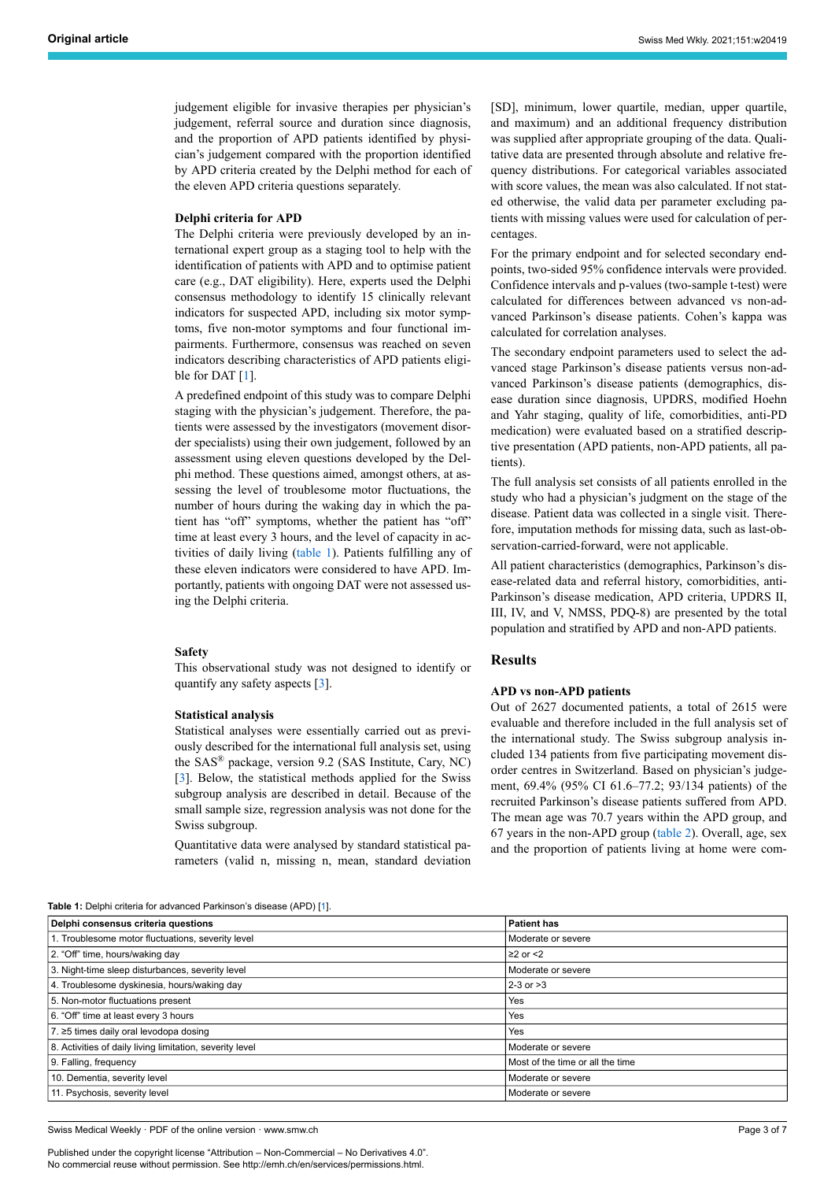judgement eligible for invasive therapies per physician's judgement, referral source and duration since diagnosis, and the proportion of APD patients identified by physician's judgement compared with the proportion identified by APD criteria created by the Delphi method for each of the eleven APD criteria questions separately.

### Delphi criteria for APD

The Delphi criteria were previously developed by an international expert group as a staging tool to help with the identification of patients with APD and to optimise patient care (e.g., DAT eligibility). Here, experts used the Delphi consensus methodology to identify 15 clinically relevant indicators for suspected APD, including six motor symptoms, five non-motor symptoms and four functional impairments. Furthermore, consensus was reached on seven indicators describing characteristics of APD patients eligible for DAT [1].

A predefined endpoint of this study was to compare Delphi staging with the physician's judgement. Therefore, the patients were assessed by the investigators (movement disorder specialists) using their own judgement, followed by an assessment using eleven questions developed by the Delphi method. These questions aimed, amongst others, at assessing the level of troublesome motor fluctuations, the number of hours during the waking day in which the patient has "off" symptoms, whether the patient has "off" time at least every 3 hours, and the level of capacity in activities of daily living (table 1). Patients fulfilling any of these eleven indicators were considered to have APD. Importantly, patients with ongoing DAT were not assessed using the Delphi criteria.

### Safety

This observational study was not designed to identify or quantify any safety aspects [3].

### Statistical analysis

Statistical analyses were essentially carried out as previously described for the international full analysis set, using the SAS® package, version 9.2 (SAS Institute, Cary, NC) [3]. Below, the statistical methods applied for the Swiss subgroup analysis are described in detail. Because of the small sample size, regression analysis was not done for the Swiss subgroup.

Quantitative data were analysed by standard statistical parameters (valid n, missing n, mean, standard deviation [SD], minimum, lower quartile, median, upper quartile, and maximum) and an additional frequency distribution was supplied after appropriate grouping of the data. Qualitative data are presented through absolute and relative frequency distributions. For categorical variables associated with score values, the mean was also calculated. If not stated otherwise, the valid data per parameter excluding patients with missing values were used for calculation of percentages.

For the primary endpoint and for selected secondary endpoints, two-sided 95% confidence intervals were provided. Confidence intervals and p-values (two-sample t-test) were calculated for differences between advanced vs non-advanced Parkinson's disease patients. Cohen's kappa was calculated for correlation analyses.

The secondary endpoint parameters used to select the advanced stage Parkinson's disease patients versus non-advanced Parkinson's disease patients (demographics, disease duration since diagnosis, UPDRS, modified Hoehn and Yahr staging, quality of life, comorbidities, anti-PD medication) were evaluated based on a stratified descriptive presentation (APD patients, non-APD patients, all patients).

The full analysis set consists of all patients enrolled in the study who had a physician's judgment on the stage of the disease. Patient data was collected in a single visit. Therefore, imputation methods for missing data, such as last-observation-carried-forward, were not applicable.

All patient characteristics (demographics, Parkinson's disease-related data and referral history, comorbidities, anti-Parkinson's disease medication, APD criteria, UPDRS II, III, IV, and V, NMSS, PDQ-8) are presented by the total population and stratified by APD and non-APD patients.

## Results

### APD vs non-APD patients

Out of 2627 documented patients, a total of 2615 were evaluable and therefore included in the full analysis set of the international study. The Swiss subgroup analysis included 134 patients from five participating movement disorder centres in Switzerland. Based on physician's judgement, 69.4% (95% CI 61.6–77.2; 93/134 patients) of the recruited Parkinson's disease patients suffered from APD. The mean age was 70.7 years within the APD group, and 67 years in the non-APD group (table 2). Overall, age, sex and the proportion of patients living at home were com-

**Table 1:** Delphi criteria for advanced Parkinson's disease (APD) [1].

| Delphi consensus criteria questions | Patient has |
|---|---|
| 1. Troublesome motor fluctuations, severity level | Moderate or severe |
| 2. "Off" time, hours/waking day | ≥2 or <2 |
| 3. Night-time sleep disturbances, severity level | Moderate or severe |
| 4. Troublesome dyskinesia, hours/waking day | 2-3 or >3 |
| 5. Non-motor fluctuations present | Yes |
| 6. "Off" time at least every 3 hours | Yes |
| 7. ≥5 times daily oral levodopa dosing | Yes |
| 8. Activities of daily living limitation, severity level | Moderate or severe |
| 9. Falling, frequency | Most of the time or all the time |
| 10. Dementia, severity level | Moderate or severe |
| 11. Psychosis, severity level | Moderate or severe |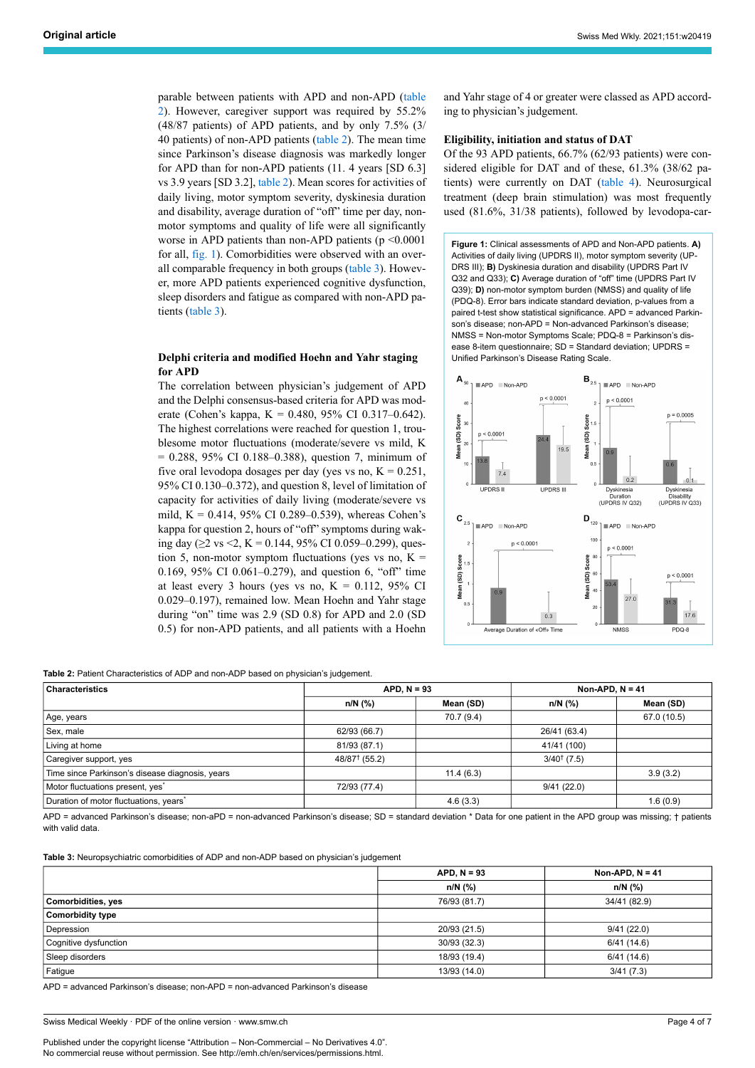parable between patients with APD and non-APD (table 2). However, caregiver support was required by 55.2% (48/87 patients) of APD patients, and by only 7.5% (3/40 patients) of non-APD patients (table 2). The mean time since Parkinson's disease diagnosis was markedly longer for APD than for non-APD patients (11. 4 years [SD 6.3] vs 3.9 years [SD 3.2], table 2). Mean scores for activities of daily living, motor symptom severity, dyskinesia duration and disability, average duration of "off" time per day, non-motor symptoms and quality of life were all significantly worse in APD patients than non-APD patients ($p < 0.0001$ for all, fig. 1). Comorbidities were observed with an overall comparable frequency in both groups (table 3). However, more APD patients experienced cognitive dysfunction, sleep disorders and fatigue as compared with non-APD patients (table 3).

### Delphi criteria and modified Hoehn and Yahr staging for APD

The correlation between physician's judgement of APD and the Delphi consensus-based criteria for APD was moderate (Cohen's kappa, K = 0.480, 95% CI 0.317–0.642). The highest correlations were reached for question 1, troublesome motor fluctuations (moderate/severe vs mild, K = 0.288, 95% CI 0.188–0.388), question 7, minimum of five oral levodopa dosages per day (yes vs no, K = 0.251, 95% CI 0.130–0.372), and question 8, level of limitation of capacity for activities of daily living (moderate/severe vs mild, K = 0.414, 95% CI 0.289–0.539), whereas Cohen's kappa for question 2, hours of "off" symptoms during waking day (≥2 vs <2, K = 0.144, 95% CI 0.059–0.299), question 5, non-motor symptom fluctuations (yes vs no, K = 0.169, 95% CI 0.061–0.279), and question 6, "off" time at least every 3 hours (yes vs no, K = 0.112, 95% CI 0.029–0.197), remained low. Mean Hoehn and Yahr stage during "on" time was 2.9 (SD 0.8) for APD and 2.0 (SD 0.5) for non-APD patients, and all patients with a Hoehn and Yahr stage of 4 or greater were classed as APD according to physician's judgement.

### Eligibility, initiation and status of DAT

Of the 93 APD patients, 66.7% (62/93 patients) were considered eligible for DAT and of these, 61.3% (38/62 patients) were currently on DAT (table 4). Neurosurgical treatment (deep brain stimulation) was most frequently used (81.6%, 31/38 patients), followed by levodopa-car-

**Figure 1:** Clinical assessments of APD and Non-APD patients. **A)** Activities of daily living (UPDRS II), motor symptom severity (UPDRS III); **B)** Dyskinesia duration and disability (UPDRS Part IV Q32 and Q33); **C)** Average duration of "off" time (UPDRS Part IV Q39); **D)** non-motor symptom burden (NMSS) and quality of life (PDQ-8). Error bars indicate standard deviation, p-values from a paired t-test show statistical significance. APD = advanced Parkinson's disease; non-APD = Non-advanced Parkinson's disease; NMSS = Non-motor Symptoms Scale; PDQ-8 = Parkinson's disease 8-item questionnaire; SD = Standard deviation; UPDRS = Unified Parkinson's Disease Rating Scale.

**Table 2:** Patient Characteristics of ADP and non-ADP based on physician's judgement.

| Characteristics | APD, N = 93 | | Non-APD, N = 41 | |
|---|---|---|---|---|
| | n/N (%) | Mean (SD) | n/N (%) | Mean (SD) |
| Age, years | | 70.7 (9.4) | | 67.0 (10.5) |
| Sex, male | 62/93 (66.7) | | 26/41 (63.4) | |
| Living at home | 81/93 (87.1) | | 41/41 (100) | |
| Caregiver support, yes | 48/87† (55.2) | | 3/40† (7.5) | |
| Time since Parkinson's disease diagnosis, years | | 11.4 (6.3) | | 3.9 (3.2) |
| Motor fluctuations present, yes* | 72/93 (77.4) | | 9/41 (22.0) | |
| Duration of motor fluctuations, years* | | 4.6 (3.3) | | 1.6 (0.9) |

APD = advanced Parkinson's disease; non-aPD = non-advanced Parkinson's disease; SD = standard deviation * Data for one patient in the APD group was missing; † patients with valid data.

**Table 3:** Neuropsychiatric comorbidities of ADP and non-ADP based on physician's judgement

| | APD, N = 93 | Non-APD, N = 41 |
|---|---|---|
| | n/N (%) | n/N (%) |
| **Comorbidities, yes** | 76/93 (81.7) | 34/41 (82.9) |
| **Comorbidity type** | | |
| Depression | 20/93 (21.5) | 9/41 (22.0) |
| Cognitive dysfunction | 30/93 (32.3) | 6/41 (14.6) |
| Sleep disorders | 18/93 (19.4) | 6/41 (14.6) |
| Fatigue | 13/93 (14.0) | 3/41 (7.3) |

APD = advanced Parkinson's disease; non-APD = non-advanced Parkinson's disease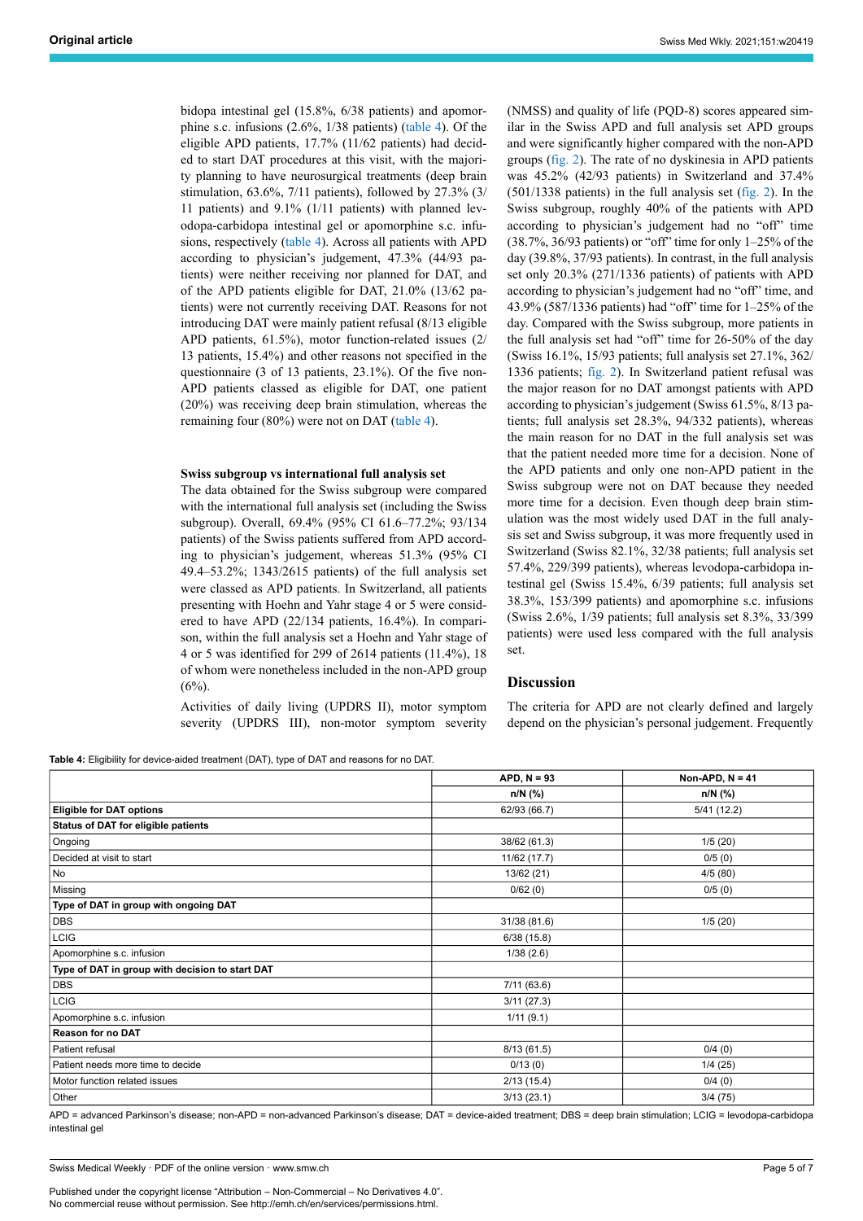bidopa intestinal gel (15.8%, 6/38 patients) and apomorphine s.c. infusions (2.6%, 1/38 patients) (table 4). Of the eligible APD patients, 17.7% (11/62 patients) had decided to start DAT procedures at this visit, with the majority planning to have neurosurgical treatments (deep brain stimulation, 63.6%, 7/11 patients), followed by 27.3% (3/11 patients) and 9.1% (1/11 patients) with planned levodopa-carbidopa intestinal gel or apomorphine s.c. infusions, respectively (table 4). Across all patients with APD according to physician's judgement, 47.3% (44/93 patients) were neither receiving nor planned for DAT, and of the APD patients eligible for DAT, 21.0% (13/62 patients) were not currently receiving DAT. Reasons for not introducing DAT were mainly patient refusal (8/13 eligible APD patients, 61.5%), motor function-related issues (2/13 patients, 15.4%) and other reasons not specified in the questionnaire (3 of 13 patients, 23.1%). Of the five non-APD patients classed as eligible for DAT, one patient (20%) was receiving deep brain stimulation, whereas the remaining four (80%) were not on DAT (table 4).

#### Swiss subgroup vs international full analysis set

The data obtained for the Swiss subgroup were compared with the international full analysis set (including the Swiss subgroup). Overall, 69.4% (95% CI 61.6–77.2%; 93/134 patients) of the Swiss patients suffered from APD according to physician's judgement, whereas 51.3% (95% CI 49.4–53.2%; 1343/2615 patients) of the full analysis set were classed as APD patients. In Switzerland, all patients presenting with Hoehn and Yahr stage 4 or 5 were considered to have APD (22/134 patients, 16.4%). In comparison, within the full analysis set a Hoehn and Yahr stage of 4 or 5 was identified for 299 of 2614 patients (11.4%), 18 of whom were nonetheless included in the non-APD group (6%).

Activities of daily living (UPDRS II), motor symptom severity (UPDRS III), non-motor symptom severity (NMSS) and quality of life (PQD-8) scores appeared similar in the Swiss APD and full analysis set APD groups and were significantly higher compared with the non-APD groups (fig. 2). The rate of no dyskinesia in APD patients was 45.2% (42/93 patients) in Switzerland and 37.4% (501/1338 patients) in the full analysis set (fig. 2). In the Swiss subgroup, roughly 40% of the patients with APD according to physician's judgement had no "off" time (38.7%, 36/93 patients) or "off" time for only 1–25% of the day (39.8%, 37/93 patients). In contrast, in the full analysis set only 20.3% (271/1336 patients) of patients with APD according to physician's judgement had no "off" time, and 43.9% (587/1336 patients) had "off" time for 1–25% of the day. Compared with the Swiss subgroup, more patients in the full analysis set had "off" time for 26-50% of the day (Swiss 16.1%, 15/93 patients; full analysis set 27.1%, 362/1336 patients; fig. 2). In Switzerland patient refusal was the major reason for no DAT amongst patients with APD according to physician's judgement (Swiss 61.5%, 8/13 patients; full analysis set 28.3%, 94/332 patients), whereas the main reason for no DAT in the full analysis set was that the patient needed more time for a decision. None of the APD patients and only one non-APD patient in the Swiss subgroup were not on DAT because they needed more time for a decision. Even though deep brain stimulation was the most widely used DAT in the full analysis set and Swiss subgroup, it was more frequently used in Switzerland (Swiss 82.1%, 32/38 patients; full analysis set 57.4%, 229/399 patients), whereas levodopa-carbidopa intestinal gel (Swiss 15.4%, 6/39 patients; full analysis set 38.3%, 153/399 patients) and apomorphine s.c. infusions (Swiss 2.6%, 1/39 patients; full analysis set 8.3%, 33/399 patients) were used less compared with the full analysis set.

## Discussion

The criteria for APD are not clearly defined and largely depend on the physician's personal judgement. Frequently

**Table 4:** Eligibility for device-aided treatment (DAT), type of DAT and reasons for no DAT.

| | APD, N = 93 | Non-APD, N = 41 |
|---|---|---|
| | n/N (%) | n/N (%) |
| **Eligible for DAT options** | 62/93 (66.7) | 5/41 (12.2) |
| **Status of DAT for eligible patients** | | |
| Ongoing | 38/62 (61.3) | 1/5 (20) |
| Decided at visit to start | 11/62 (17.7) | 0/5 (0) |
| No | 13/62 (21) | 4/5 (80) |
| Missing | 0/62 (0) | 0/5 (0) |
| **Type of DAT in group with ongoing DAT** | | |
| DBS | 31/38 (81.6) | 1/5 (20) |
| LCIG | 6/38 (15.8) | |
| Apomorphine s.c. infusion | 1/38 (2.6) | |
| **Type of DAT in group with decision to start DAT** | | |
| DBS | 7/11 (63.6) | |
| LCIG | 3/11 (27.3) | |
| Apomorphine s.c. infusion | 1/11 (9.1) | |
| **Reason for no DAT** | | |
| Patient refusal | 8/13 (61.5) | 0/4 (0) |
| Patient needs more time to decide | 0/13 (0) | 1/4 (25) |
| Motor function related issues | 2/13 (15.4) | 0/4 (0) |
| Other | 3/13 (23.1) | 3/4 (75) |

APD = advanced Parkinson's disease; non-APD = non-advanced Parkinson's disease; DAT = device-aided treatment; DBS = deep brain stimulation; LCIG = levodopa-carbidopa intestinal gel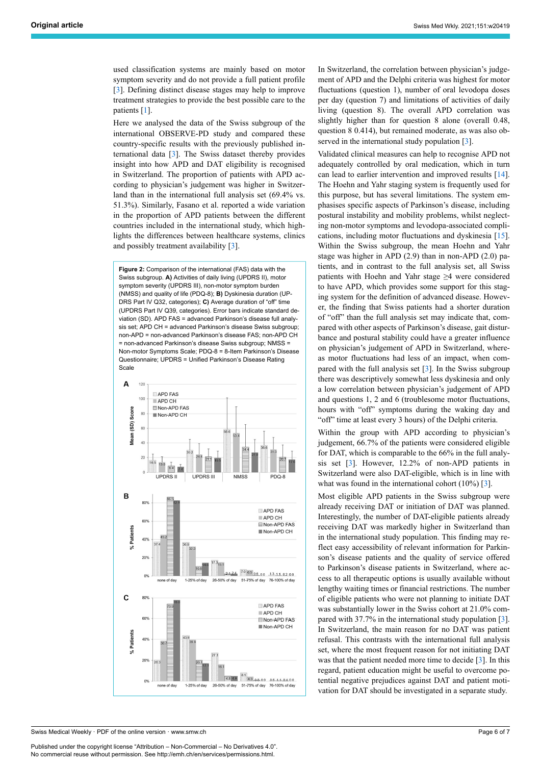used classification systems are mainly based on motor symptom severity and do not provide a full patient profile [3]. Defining distinct disease stages may help to improve treatment strategies to provide the best possible care to the patients [1].

Here we analysed the data of the Swiss subgroup of the international OBSERVE-PD study and compared these country-specific results with the previously published international data [3]. The Swiss dataset thereby provides insight into how APD and DAT eligibility is recognised in Switzerland. The proportion of patients with APD according to physician's judgement was higher in Switzerland than in the international full analysis set (69.4% vs. 51.3%). Similarly, Fasano et al. reported a wide variation in the proportion of APD patients between the different countries included in the international study, which highlights the differences between healthcare systems, clinics and possibly treatment availability [3].

**Figure 2:** Comparison of the international (FAS) data with the Swiss subgroup. **A)** Activities of daily living (UPDRS II), motor symptom severity (UPDRS III), non-motor symptom burden (NMSS) and quality of life (PDQ-8); **B)** Dyskinesia duration (UPDRS Part IV Q32, categories); **C)** Average duration of "off" time (UPDRS Part IV Q39, categories). Error bars indicate standard deviation (SD). APD FAS = advanced Parkinson's disease full analysis set; APD CH = advanced Parkinson's disease Swiss subgroup; non-APD = non-advanced Parkinson's disease FAS; non-APD CH = non-advanced Parkinson's disease Swiss subgroup; NMSS = Non-motor Symptoms Scale; PDQ-8 = 8-Item Parkinson's Disease Questionnaire; UPDRS = Unified Parkinson's Disease Rating Scale

In Switzerland, the correlation between physician's judgement of APD and the Delphi criteria was highest for motor fluctuations (question 1), number of oral levodopa doses per day (question 7) and limitations of activities of daily living (question 8). The overall APD correlation was slightly higher than for question 8 alone (overall 0.48, question 8 0.414), but remained moderate, as was also observed in the international study population [3].

Validated clinical measures can help to recognise APD not adequately controlled by oral medication, which in turn can lead to earlier intervention and improved results [14]. The Hoehn and Yahr staging system is frequently used for this purpose, but has several limitations. The system emphasises specific aspects of Parkinson's disease, including postural instability and mobility problems, whilst neglecting non-motor symptoms and levodopa-associated complications, including motor fluctuations and dyskinesia [15]. Within the Swiss subgroup, the mean Hoehn and Yahr stage was higher in APD (2.9) than in non-APD (2.0) patients, and in contrast to the full analysis set, all Swiss patients with Hoehn and Yahr stage ≥4 were considered to have APD, which provides some support for this staging system for the definition of advanced disease. However, the finding that Swiss patients had a shorter duration of "off" than the full analysis set may indicate that, compared with other aspects of Parkinson's disease, gait disturbance and postural stability could have a greater influence on physician's judgement of APD in Switzerland, whereas motor fluctuations had less of an impact, when compared with the full analysis set [3]. In the Swiss subgroup there was descriptively somewhat less dyskinesia and only a low correlation between physician's judgement of APD and questions 1, 2 and 6 (troublesome motor fluctuations, hours with "off" symptoms during the waking day and "off" time at least every 3 hours) of the Delphi criteria.

Within the group with APD according to physician's judgement, 66.7% of the patients were considered eligible for DAT, which is comparable to the 66% in the full analysis set [3]. However, 12.2% of non-APD patients in Switzerland were also DAT-eligible, which is in line with what was found in the international cohort (10%) [3].

Most eligible APD patients in the Swiss subgroup were already receiving DAT or initiation of DAT was planned. Interestingly, the number of DAT-eligible patients already receiving DAT was markedly higher in Switzerland than in the international study population. This finding may reflect easy accessibility of relevant information for Parkinson's disease patients and the quality of service offered to Parkinson's disease patients in Switzerland, where access to all therapeutic options is usually available without lengthy waiting times or financial restrictions. The number of eligible patients who were not planning to initiate DAT was substantially lower in the Swiss cohort at 21.0% compared with 37.7% in the international study population [3]. In Switzerland, the main reason for no DAT was patient refusal. This contrasts with the international full analysis set, where the most frequent reason for not initiating DAT was that the patient needed more time to decide [3]. In this regard, patient education might be useful to overcome potential negative prejudices against DAT and patient motivation for DAT should be investigated in a separate study.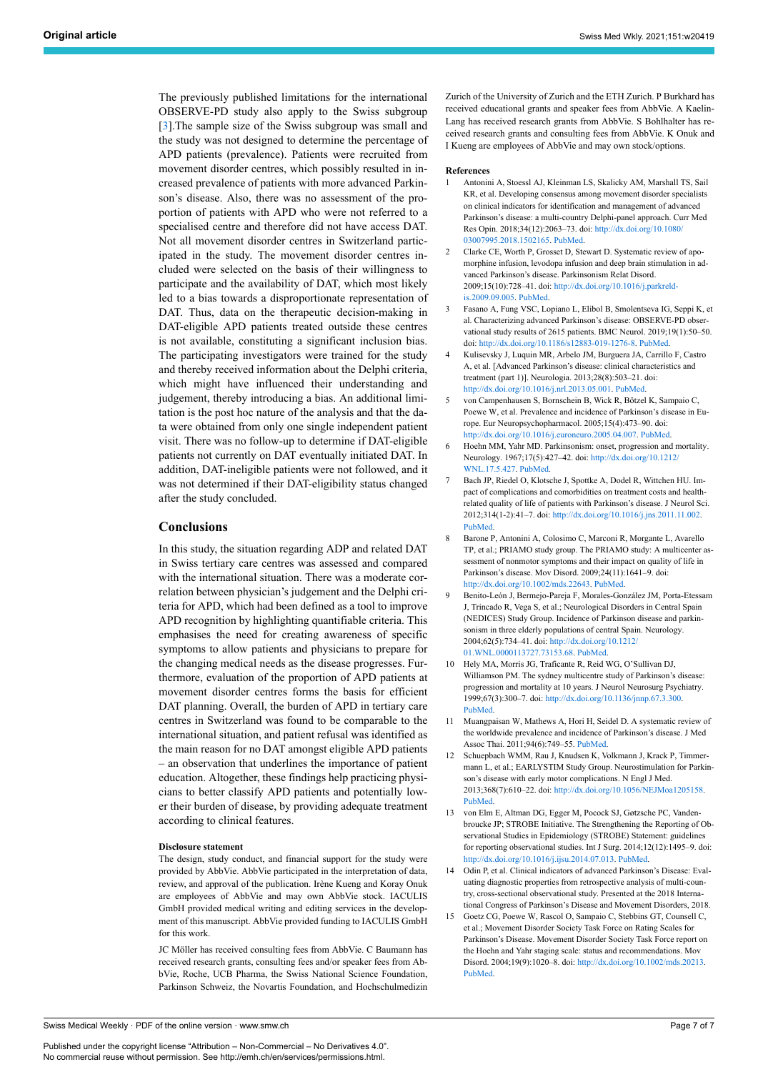The previously published limitations for the international OBSERVE-PD study also apply to the Swiss subgroup [3].The sample size of the Swiss subgroup was small and the study was not designed to determine the percentage of APD patients (prevalence). Patients were recruited from movement disorder centres, which possibly resulted in increased prevalence of patients with more advanced Parkinson's disease. Also, there was no assessment of the proportion of patients with APD who were not referred to a specialised centre and therefore did not have access DAT. Not all movement disorder centres in Switzerland participated in the study. The movement disorder centres included were selected on the basis of their willingness to participate and the availability of DAT, which most likely led to a bias towards a disproportionate representation of DAT. Thus, data on the therapeutic decision-making in DAT-eligible APD patients treated outside these centres is not available, constituting a significant inclusion bias. The participating investigators were trained for the study and thereby received information about the Delphi criteria, which might have influenced their understanding and judgement, thereby introducing a bias. An additional limitation is the post hoc nature of the analysis and that the data were obtained from only one single independent patient visit. There was no follow-up to determine if DAT-eligible patients not currently on DAT eventually initiated DAT. In addition, DAT-ineligible patients were not followed, and it was not determined if their DAT-eligibility status changed after the study concluded.

## Conclusions

In this study, the situation regarding ADP and related DAT in Swiss tertiary care centres was assessed and compared with the international situation. There was a moderate correlation between physician's judgement and the Delphi criteria for APD, which had been defined as a tool to improve APD recognition by highlighting quantifiable criteria. This emphasises the need for creating awareness of specific symptoms to allow patients and physicians to prepare for the changing medical needs as the disease progresses. Furthermore, evaluation of the proportion of APD patients at movement disorder centres forms the basis for efficient DAT planning. Overall, the burden of APD in tertiary care centres in Switzerland was found to be comparable to the international situation, and patient refusal was identified as the main reason for no DAT amongst eligible APD patients – an observation that underlines the importance of patient education. Altogether, these findings help practicing physicians to better classify APD patients and potentially lower their burden of disease, by providing adequate treatment according to clinical features.

#### Disclosure statement

The design, study conduct, and financial support for the study were provided by AbbVie. AbbVie participated in the interpretation of data, review, and approval of the publication. Irène Kueng and Koray Onuk are employees of AbbVie and may own AbbVie stock. IACULIS GmbH provided medical writing and editing services in the development of this manuscript. AbbVie provided funding to IACULIS GmbH for this work.

JC Möller has received consulting fees from AbbVie. C Baumann has received research grants, consulting fees and/or speaker fees from AbbVie, Roche, UCB Pharma, the Swiss National Science Foundation, Parkinson Schweiz, the Novartis Foundation, and Hochschulmedizin Zurich of the University of Zurich and the ETH Zurich. P Burkhard has received educational grants and speaker fees from AbbVie. A Kaelin-Lang has received research grants from AbbVie. S Bohlhalter has received research grants and consulting fees from AbbVie. K Onuk and I Kueng are employees of AbbVie and may own stock/options.

#### References

1. Antonini A, Stoessl AJ, Kleinman LS, Skalicky AM, Marshall TS, Sail KR, et al. Developing consensus among movement disorder specialists on clinical indicators for identification and management of advanced Parkinson's disease: a multi-country Delphi-panel approach. Curr Med Res Opin. 2018;34(12):2063–73. doi: http://dx.doi.org/10.1080/03007995.2018.1502165. PubMed.
2. Clarke CE, Worth P, Grosset D, Stewart D. Systematic review of apomorphine infusion, levodopa infusion and deep brain stimulation in advanced Parkinson's disease. Parkinsonism Relat Disord. 2009;15(10):728–41. doi: http://dx.doi.org/10.1016/j.parkreldis.2009.09.005. PubMed.
3. Fasano A, Fung VSC, Lopiano L, Elibol B, Smolentseva IG, Seppi K, et al. Characterizing advanced Parkinson's disease: OBSERVE-PD observational study results of 2615 patients. BMC Neurol. 2019;19(1):50–50. doi: http://dx.doi.org/10.1186/s12883-019-1276-8. PubMed.
4. Kulisevsky J, Luquin MR, Arbelo JM, Burguera JA, Carrillo F, Castro A, et al. [Advanced Parkinson's disease: clinical characteristics and treatment (part 1)]. Neurologia. 2013;28(8):503–21. doi: http://dx.doi.org/10.1016/j.nrl.2013.05.001. PubMed.
5. von Campenhausen S, Bornschein B, Wick R, Bötzel K, Sampaio C, Poewe W, et al. Prevalence and incidence of Parkinson's disease in Europe. Eur Neuropsychopharmacol. 2005;15(4):473–90. doi: http://dx.doi.org/10.1016/j.euroneuro.2005.04.007. PubMed.
6. Hoehn MM, Yahr MD. Parkinsonism: onset, progression and mortality. Neurology. 1967;17(5):427–42. doi: http://dx.doi.org/10.1212/WNL.17.5.427. PubMed.
7. Bach JP, Riedel O, Klotsche J, Spottke A, Dodel R, Wittchen HU. Impact of complications and comorbidities on treatment costs and health-related quality of life of patients with Parkinson's disease. J Neurol Sci. 2012;314(1-2):41–7. doi: http://dx.doi.org/10.1016/j.jns.2011.11.002. PubMed.
8. Barone P, Antonini A, Colosimo C, Marconi R, Morgante L, Avarello TP, et al.; PRIAMO study group. The PRIAMO study: A multicenter assessment of nonmotor symptoms and their impact on quality of life in Parkinson's disease. Mov Disord. 2009;24(11):1641–9. doi: http://dx.doi.org/10.1002/mds.22643. PubMed.
9. Benito-León J, Bermejo-Pareja F, Morales-González JM, Porta-Etessam J, Trincado R, Vega S, et al.; Neurological Disorders in Central Spain (NEDICES) Study Group. Incidence of Parkinson disease and parkinsonism in three elderly populations of central Spain. Neurology. 2004;62(5):734–41. doi: http://dx.doi.org/10.1212/01.WNL.0000113727.73153.68. PubMed.
10. Hely MA, Morris JG, Traficante R, Reid WG, O'Sullivan DJ, Williamson PM. The sydney multicentre study of Parkinson's disease: progression and mortality at 10 years. J Neurol Neurosurg Psychiatry. 1999;67(3):300–7. doi: http://dx.doi.org/10.1136/jnnp.67.3.300. PubMed.
11. Muangpaisan W, Mathews A, Hori H, Seidel D. A systematic review of the worldwide prevalence and incidence of Parkinson's disease. J Med Assoc Thai. 2011;94(6):749–55. PubMed.
12. Schuepbach WMM, Rau J, Knudsen K, Volkmann J, Krack P, Timmermann L, et al.; EARLYSTIM Study Group. Neurostimulation for Parkinson's disease with early motor complications. N Engl J Med. 2013;368(7):610–22. doi: http://dx.doi.org/10.1056/NEJMoa1205158. PubMed.
13. von Elm E, Altman DG, Egger M, Pocock SJ, Gøtzsche PC, Vandenbroucke JP; STROBE Initiative. The Strengthening the Reporting of Observational Studies in Epidemiology (STROBE) Statement: guidelines for reporting observational studies. Int J Surg. 2014;12(12):1495–9. doi: http://dx.doi.org/10.1016/j.ijsu.2014.07.013. PubMed.
14. Odin P, et al. Clinical indicators of advanced Parkinson's Disease: Evaluating diagnostic properties from retrospective analysis of multi-country, cross-sectional observational study. Presented at the 2018 International Congress of Parkinson's Disease and Movement Disorders, 2018.
15. Goetz CG, Poewe W, Rascol O, Sampaio C, Stebbins GT, Counsell C, et al.; Movement Disorder Society Task Force on Rating Scales for Parkinson's Disease. Movement Disorder Society Task Force report on the Hoehn and Yahr staging scale: status and recommendations. Mov Disord. 2004;19(9):1020–8. doi: http://dx.doi.org/10.1002/mds.20213. PubMed.